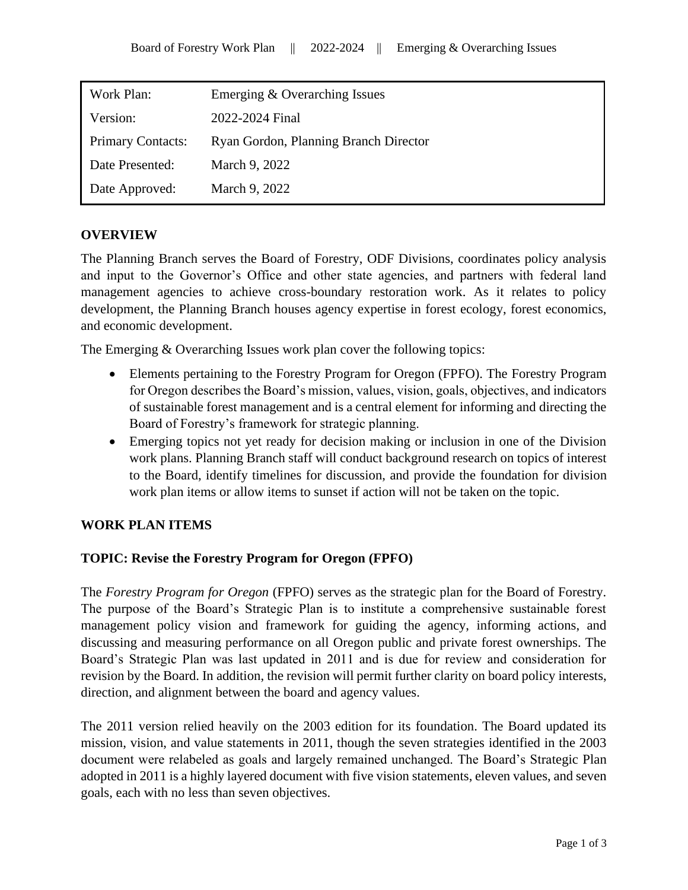| Work Plan: | Emerging & Overarching Issues |
|---|---|
| Version: | 2022-2024 Final |
| Primary Contacts: | Ryan Gordon, Planning Branch Director |
| Date Presented: | March 9, 2022 |
| Date Approved: | March 9, 2022 |

## OVERVIEW

The Planning Branch serves the Board of Forestry, ODF Divisions, coordinates policy analysis and input to the Governor's Office and other state agencies, and partners with federal land management agencies to achieve cross-boundary restoration work. As it relates to policy development, the Planning Branch houses agency expertise in forest ecology, forest economics, and economic development.

The Emerging & Overarching Issues work plan cover the following topics:

- Elements pertaining to the Forestry Program for Oregon (FPFO). The Forestry Program for Oregon describes the Board's mission, values, vision, goals, objectives, and indicators of sustainable forest management and is a central element for informing and directing the Board of Forestry's framework for strategic planning.
- Emerging topics not yet ready for decision making or inclusion in one of the Division work plans. Planning Branch staff will conduct background research on topics of interest to the Board, identify timelines for discussion, and provide the foundation for division work plan items or allow items to sunset if action will not be taken on the topic.

## WORK PLAN ITEMS

### TOPIC: Revise the Forestry Program for Oregon (FPFO)

The *Forestry Program for Oregon* (FPFO) serves as the strategic plan for the Board of Forestry. The purpose of the Board's Strategic Plan is to institute a comprehensive sustainable forest management policy vision and framework for guiding the agency, informing actions, and discussing and measuring performance on all Oregon public and private forest ownerships. The Board's Strategic Plan was last updated in 2011 and is due for review and consideration for revision by the Board. In addition, the revision will permit further clarity on board policy interests, direction, and alignment between the board and agency values.

The 2011 version relied heavily on the 2003 edition for its foundation. The Board updated its mission, vision, and value statements in 2011, though the seven strategies identified in the 2003 document were relabeled as goals and largely remained unchanged. The Board's Strategic Plan adopted in 2011 is a highly layered document with five vision statements, eleven values, and seven goals, each with no less than seven objectives.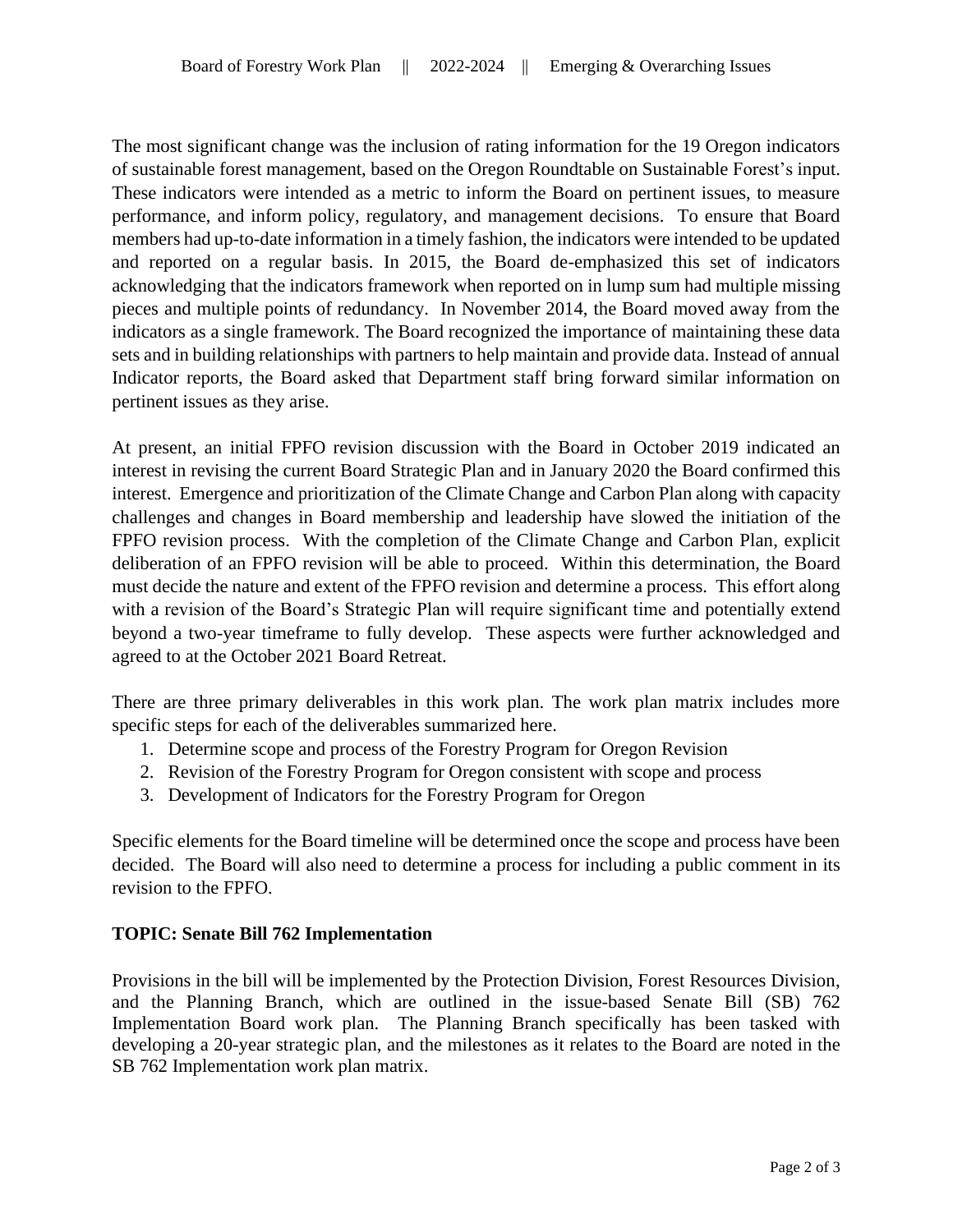The most significant change was the inclusion of rating information for the 19 Oregon indicators of sustainable forest management, based on the Oregon Roundtable on Sustainable Forest's input. These indicators were intended as a metric to inform the Board on pertinent issues, to measure performance, and inform policy, regulatory, and management decisions. To ensure that Board members had up-to-date information in a timely fashion, the indicators were intended to be updated and reported on a regular basis. In 2015, the Board de-emphasized this set of indicators acknowledging that the indicators framework when reported on in lump sum had multiple missing pieces and multiple points of redundancy. In November 2014, the Board moved away from the indicators as a single framework. The Board recognized the importance of maintaining these data sets and in building relationships with partners to help maintain and provide data. Instead of annual Indicator reports, the Board asked that Department staff bring forward similar information on pertinent issues as they arise.

At present, an initial FPFO revision discussion with the Board in October 2019 indicated an interest in revising the current Board Strategic Plan and in January 2020 the Board confirmed this interest. Emergence and prioritization of the Climate Change and Carbon Plan along with capacity challenges and changes in Board membership and leadership have slowed the initiation of the FPFO revision process. With the completion of the Climate Change and Carbon Plan, explicit deliberation of an FPFO revision will be able to proceed. Within this determination, the Board must decide the nature and extent of the FPFO revision and determine a process. This effort along with a revision of the Board's Strategic Plan will require significant time and potentially extend beyond a two-year timeframe to fully develop. These aspects were further acknowledged and agreed to at the October 2021 Board Retreat.

There are three primary deliverables in this work plan. The work plan matrix includes more specific steps for each of the deliverables summarized here.

1. Determine scope and process of the Forestry Program for Oregon Revision
2. Revision of the Forestry Program for Oregon consistent with scope and process
3. Development of Indicators for the Forestry Program for Oregon

Specific elements for the Board timeline will be determined once the scope and process have been decided. The Board will also need to determine a process for including a public comment in its revision to the FPFO.

**TOPIC: Senate Bill 762 Implementation**

Provisions in the bill will be implemented by the Protection Division, Forest Resources Division, and the Planning Branch, which are outlined in the issue-based Senate Bill (SB) 762 Implementation Board work plan. The Planning Branch specifically has been tasked with developing a 20-year strategic plan, and the milestones as it relates to the Board are noted in the SB 762 Implementation work plan matrix.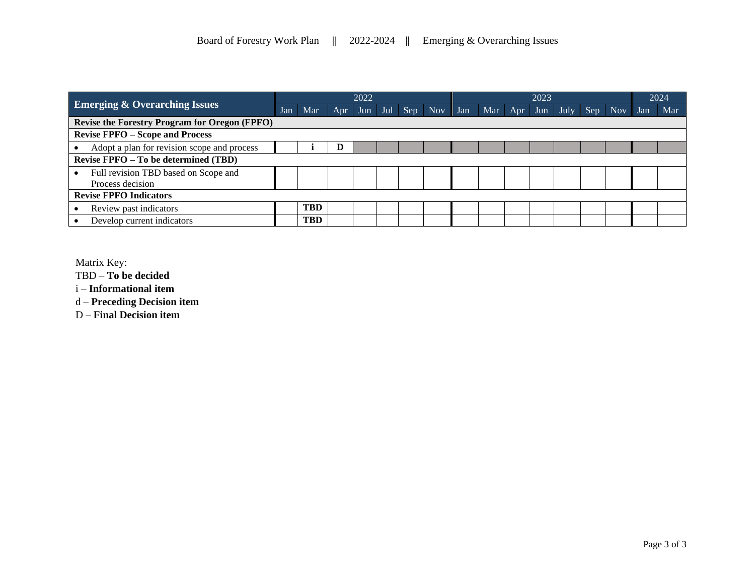| Emerging & Overarching Issues | 2022 | | | | | | | 2023 | | | | | | | 2024 | |
|---|---|---|---|---|---|---|---|---|---|---|---|---|---|---|---|---|
| | Jan | Mar | Apr | Jun | Jul | Sep | Nov | Jan | Mar | Apr | Jun | July | Sep | Nov | Jan | Mar |
| **Revise the Forestry Program for Oregon (FPFO)** | | | | | | | | | | | | | | | | |
| **Revise FPFO – Scope and Process** | | | | | | | | | | | | | | | | |
| • Adopt a plan for revision scope and process | | **i** | **D** | | | | | | | | | | | | | |
| **Revise FPFO – To be determined (TBD)** | | | | | | | | | | | | | | | | |
| • Full revision TBD based on Scope and Process decision | | | | | | | | | | | | | | | | |
| **Revise FPFO Indicators** | | | | | | | | | | | | | | | | |
| • Review past indicators | | **TBD** | | | | | | | | | | | | | | |
| • Develop current indicators | | **TBD** | | | | | | | | | | | | | | |

Matrix Key:

TBD – **To be decided**

i – **Informational item**

d – **Preceding Decision item**

D – **Final Decision item**